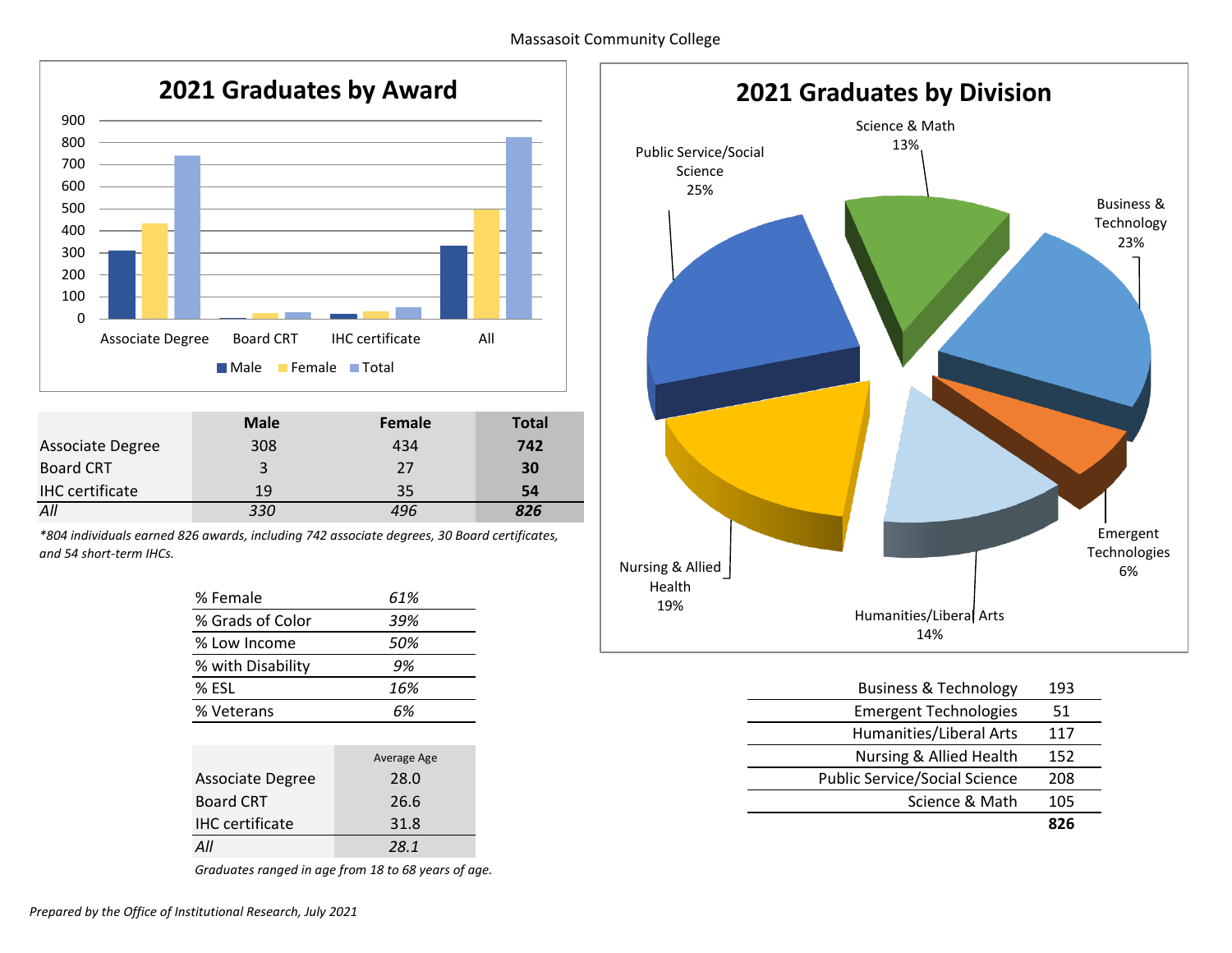Massasoit Community College

## 2021 Graduates by Award

|  | Male | Female | Total |
|---|---|---|---|
| Associate Degree | 308 | 434 | **742** |
| Board CRT | 3 | 27 | **30** |
| IHC certificate | 19 | 35 | **54** |
| *All* | *330* | *496* | ***826*** |

*\*804 individuals earned 826 awards, including 742 associate degrees, 30 Board certificates, and 54 short-term IHCs.*

| | |
|---|---|
| % Female | *61%* |
| % Grads of Color | *39%* |
| % Low Income | *50%* |
| % with Disability | *9%* |
| % ESL | *16%* |
| % Veterans | *6%* |

|  | Average Age |
|---|---|
| Associate Degree | 28.0 |
| Board CRT | 26.6 |
| IHC certificate | 31.8 |
| *All* | *28.1* |

*Graduates ranged in age from 18 to 68 years of age.*

## 2021 Graduates by Division

| Division | Graduates |
|---|---|
| Business & Technology | 193 |
| Emergent Technologies | 51 |
| Humanities/Liberal Arts | 117 |
| Nursing & Allied Health | 152 |
| Public Service/Social Science | 208 |
| Science & Math | 105 |
| | **826** |

Business & Technology 23%; Emergent Technologies 6%; Humanities/Liberal Arts 14%; Nursing & Allied Health 19%; Public Service/Social Science 25%; Science & Math 13%

*Prepared by the Office of Institutional Research, July 2021*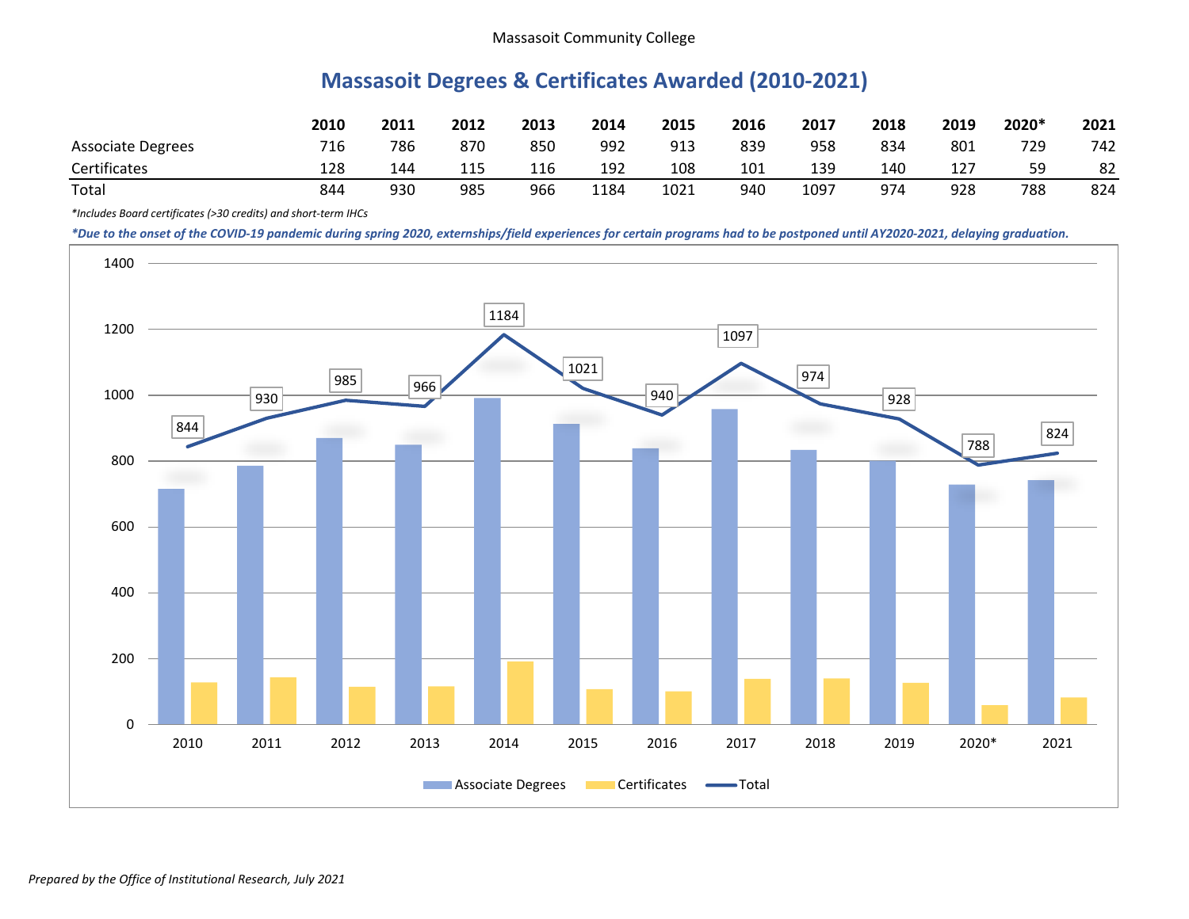Massasoit Community College

# Massasoit Degrees & Certificates Awarded (2010-2021)

| | 2010 | 2011 | 2012 | 2013 | 2014 | 2015 | 2016 | 2017 | 2018 | 2019 | 2020* | 2021 |
|---|---|---|---|---|---|---|---|---|---|---|---|---|
| Associate Degrees | 716 | 786 | 870 | 850 | 992 | 913 | 839 | 958 | 834 | 801 | 729 | 742 |
| Certificates | 128 | 144 | 115 | 116 | 192 | 108 | 101 | 139 | 140 | 127 | 59 | 82 |
| Total | 844 | 930 | 985 | 966 | 1184 | 1021 | 940 | 1097 | 974 | 928 | 788 | 824 |

*\*Includes Board certificates (>30 credits) and short-term IHCs*

***\*Due to the onset of the COVID-19 pandemic during spring 2020, externships/field experiences for certain programs had to be postponed until AY2020-2021, delaying graduation.***

1400
1200
1000
800
600
400
200
0

844
930
985
966
1184
1021
940
1097
974
928
788
824

2010 2011 2012 2013 2014 2015 2016 2017 2018 2019 2020* 2021

Associate Degrees Certificates Total

*Prepared by the Office of Institutional Research, July 2021*